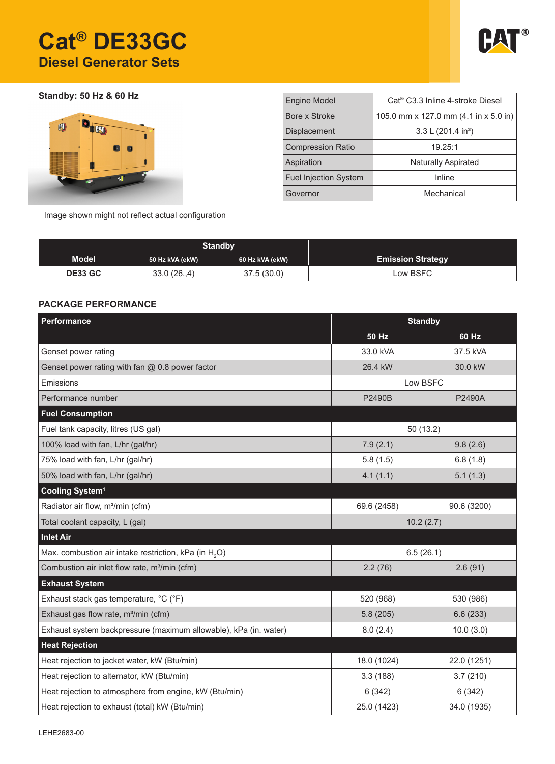# Cat® DE33GC

## Diesel Generator Sets

**Standby: 50 Hz & 60 Hz**

Image shown might not reflect actual configuration

| | |
|---|---|
| Engine Model | Cat® C3.3 Inline 4-stroke Diesel |
| Bore x Stroke | 105.0 mm x 127.0 mm (4.1 in x 5.0 in) |
| Displacement | 3.3 L (201.4 in³) |
| Compression Ratio | 19.25:1 |
| Aspiration | Naturally Aspirated |
| Fuel Injection System | Inline |
| Governor | Mechanical |

| Model | Standby | | Emission Strategy |
|---|---|---|---|
| | 50 Hz kVA (ekW) | 60 Hz kVA (ekW) | |
| DE33 GC | 33.0 (26.,4) | 37.5 (30.0) | Low BSFC |

### PACKAGE PERFORMANCE

| Performance | Standby | |
|---|---|---|
| | 50 Hz | 60 Hz |
| Genset power rating | 33.0 kVA | 37.5 kVA |
| Genset power rating with fan @ 0.8 power factor | 26.4 kW | 30.0 kW |
| Emissions | Low BSFC | |
| Performance number | P2490B | P2490A |
| **Fuel Consumption** | | |
| Fuel tank capacity, litres (US gal) | 50 (13.2) | |
| 100% load with fan, L/hr (gal/hr) | 7.9 (2.1) | 9.8 (2.6) |
| 75% load with fan, L/hr (gal/hr) | 5.8 (1.5) | 6.8 (1.8) |
| 50% load with fan, L/hr (gal/hr) | 4.1 (1.1) | 5.1 (1.3) |
| **Cooling System[1]** | | |
| Radiator air flow, m³/min (cfm) | 69.6 (2458) | 90.6 (3200) |
| Total coolant capacity, L (gal) | 10.2 (2.7) | |
| **Inlet Air** | | |
| Max. combustion air intake restriction, kPa (in $H_2O$) | 6.5 (26.1) | |
| Combustion air inlet flow rate, m³/min (cfm) | 2.2 (76) | 2.6 (91) |
| **Exhaust System** | | |
| Exhaust stack gas temperature, °C (°F) | 520 (968) | 530 (986) |
| Exhaust gas flow rate, m³/min (cfm) | 5.8 (205) | 6.6 (233) |
| Exhaust system backpressure (maximum allowable), kPa (in. water) | 8.0 (2.4) | 10.0 (3.0) |
| **Heat Rejection** | | |
| Heat rejection to jacket water, kW (Btu/min) | 18.0 (1024) | 22.0 (1251) |
| Heat rejection to alternator, kW (Btu/min) | 3.3 (188) | 3.7 (210) |
| Heat rejection to atmosphere from engine, kW (Btu/min) | 6 (342) | 6 (342) |
| Heat rejection to exhaust (total) kW (Btu/min) | 25.0 (1423) | 34.0 (1935) |

LEHE2683-00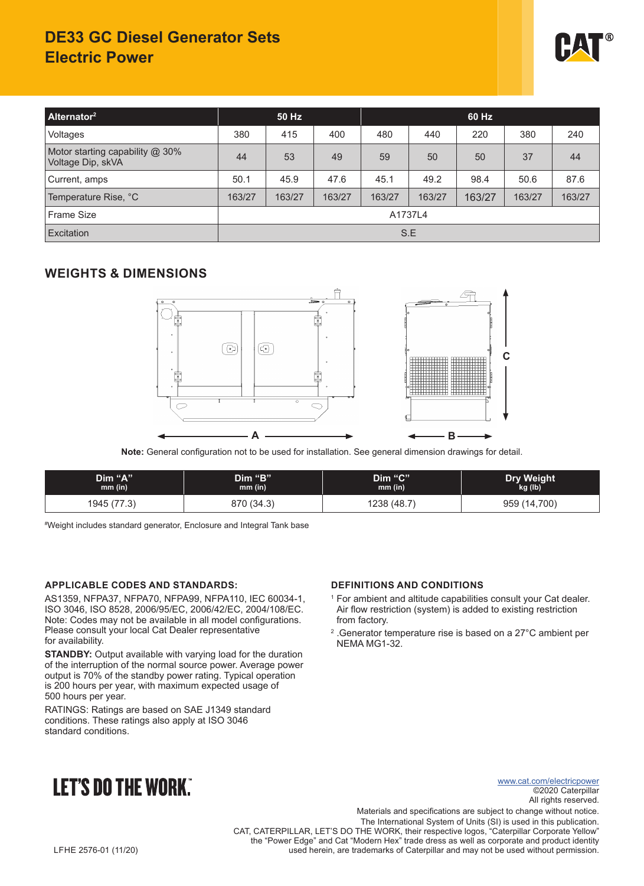# DE33 GC Diesel Generator Sets
# Electric Power

| Alternator[2] | 50 Hz | | | 60 Hz | | | | |
|---|---|---|---|---|---|---|---|---|
| Voltages | 380 | 415 | 400 | 480 | 440 | 220 | 380 | 240 |
| Motor starting capability @ 30% Voltage Dip, skVA | 44 | 53 | 49 | 59 | 50 | 50 | 37 | 44 |
| Current, amps | 50.1 | 45.9 | 47.6 | 45.1 | 49.2 | 98.4 | 50.6 | 87.6 |
| Temperature Rise, °C | 163/27 | 163/27 | 163/27 | 163/27 | 163/27 | 163/27 | 163/27 | 163/27 |
| Frame Size | A1737L4 | | | | | | | |
| Excitation | S.E | | | | | | | |

## WEIGHTS & DIMENSIONS

A

B

C

**Note:** General configuration not to be used for installation. See general dimension drawings for detail.

| Dim "A" mm (in) | Dim "B" mm (in) | Dim "C" mm (in) | Dry Weight kg (lb) |
|---|---|---|---|
| 1945 (77.3) | 870 (34.3) | 1238 (48.7) | 959 (14,700) |

#Weight includes standard generator, Enclosure and Integral Tank base

### APPLICABLE CODES AND STANDARDS:

AS1359, NFPA37, NFPA70, NFPA99, NFPA110, IEC 60034-1, ISO 3046, ISO 8528, 2006/95/EC, 2006/42/EC, 2004/108/EC. Note: Codes may not be available in all model configurations. Please consult your local Cat Dealer representative for availability.

**STANDBY:** Output available with varying load for the duration of the interruption of the normal source power. Average power output is 70% of the standby power rating. Typical operation is 200 hours per year, with maximum expected usage of 500 hours per year.

RATINGS: Ratings are based on SAE J1349 standard conditions. These ratings also apply at ISO 3046 standard conditions.

### DEFINITIONS AND CONDITIONS

[1] For ambient and altitude capabilities consult your Cat dealer. Air flow restriction (system) is added to existing restriction from factory.

[2] .Generator temperature rise is based on a 27°C ambient per NEMA MG1-32.

LET'S DO THE WORK.

www.cat.com/electricpower
©2020 Caterpillar
All rights reserved.

Materials and specifications are subject to change without notice.
The International System of Units (SI) is used in this publication.
CAT, CATERPILLAR, LET'S DO THE WORK, their respective logos, "Caterpillar Corporate Yellow" the "Power Edge" and Cat "Modern Hex" trade dress as well as corporate and product identity used herein, are trademarks of Caterpillar and may not be used without permission.

LFHE 2576-01 (11/20)